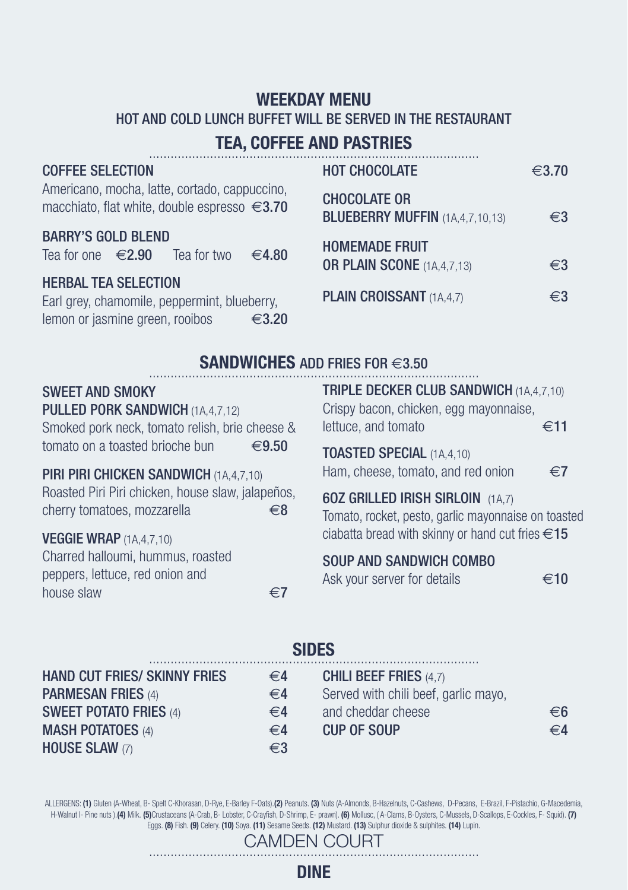# WEEKDAY MENU

HOT AND COLD LUNCH BUFFET WILL BE SERVED IN THE RESTAURANT

## TEA, COFFEE AND PASTRIES

**COFFEE SELECTION**
Americano, mocha, latte, cortado, cappuccino, macchiato, flat white, double espresso **€3.70**

**BARRY'S GOLD BLEND**
Tea for one **€2.90** Tea for two **€4.80**

**HERBAL TEA SELECTION**
Earl grey, chamomile, peppermint, blueberry, lemon or jasmine green, rooibos **€3.20**

**HOT CHOCOLATE** **€3.70**

**CHOCOLATE OR BLUEBERRY MUFFIN** (1A,4,7,10,13) **€3**

**HOMEMADE FRUIT OR PLAIN SCONE** (1A,4,7,13) **€3**

**PLAIN CROISSANT** (1A,4,7) **€3**

## SANDWICHES ADD FRIES FOR €3.50

**SWEET AND SMOKY PULLED PORK SANDWICH** (1A,4,7,12)
Smoked pork neck, tomato relish, brie cheese & tomato on a toasted brioche bun **€9.50**

**PIRI PIRI CHICKEN SANDWICH** (1A,4,7,10)
Roasted Piri Piri chicken, house slaw, jalapeños, cherry tomatoes, mozzarella **€8**

**VEGGIE WRAP** (1A,4,7,10)
Charred halloumi, hummus, roasted peppers, lettuce, red onion and house slaw **€7**

**TRIPLE DECKER CLUB SANDWICH** (1A,4,7,10)
Crispy bacon, chicken, egg mayonnaise, lettuce, and tomato **€11**

**TOASTED SPECIAL** (1A,4,10)
Ham, cheese, tomato, and red onion **€7**

**6OZ GRILLED IRISH SIRLOIN** (1A,7)
Tomato, rocket, pesto, garlic mayonnaise on toasted ciabatta bread with skinny or hand cut fries **€15**

**SOUP AND SANDWICH COMBO**
Ask your server for details **€10**

## SIDES

**HAND CUT FRIES/ SKINNY FRIES** **€4**
**PARMESAN FRIES** (4) **€4**
**SWEET POTATO FRIES** (4) **€4**
**MASH POTATOES** (4) **€4**
**HOUSE SLAW** (7) **€3**

**CHILI BEEF FRIES** (4,7)
Served with chili beef, garlic mayo, and cheddar cheese **€6**

**CUP OF SOUP** **€4**

ALLERGENS: **(1)** Gluten (A-Wheat, B- Spelt C-Khorasan, D-Rye, E-Barley F-Oats).**(2)** Peanuts. **(3)** Nuts (A-Almonds, B-Hazelnuts, C-Cashews, D-Pecans, E-Brazil, F-Pistachio, G-Macedemia, H-Walnut I- Pine nuts ).**(4)** Milk. **(5)**Crustaceans (A-Crab, B- Lobster, C-Crayfish, D-Shrimp, E- prawn). **(6)** Mollusc, ( A-Clams, B-Oysters, C-Mussels, D-Scallops, E-Cockles, F- Squid). **(7)** Eggs. **(8)** Fish. **(9)** Celery. **(10)** Soya. **(11)** Sesame Seeds. **(12)** Mustard. **(13)** Sulphur dioxide & sulphites. **(14)** Lupin.

CAMDEN COURT

**DINE**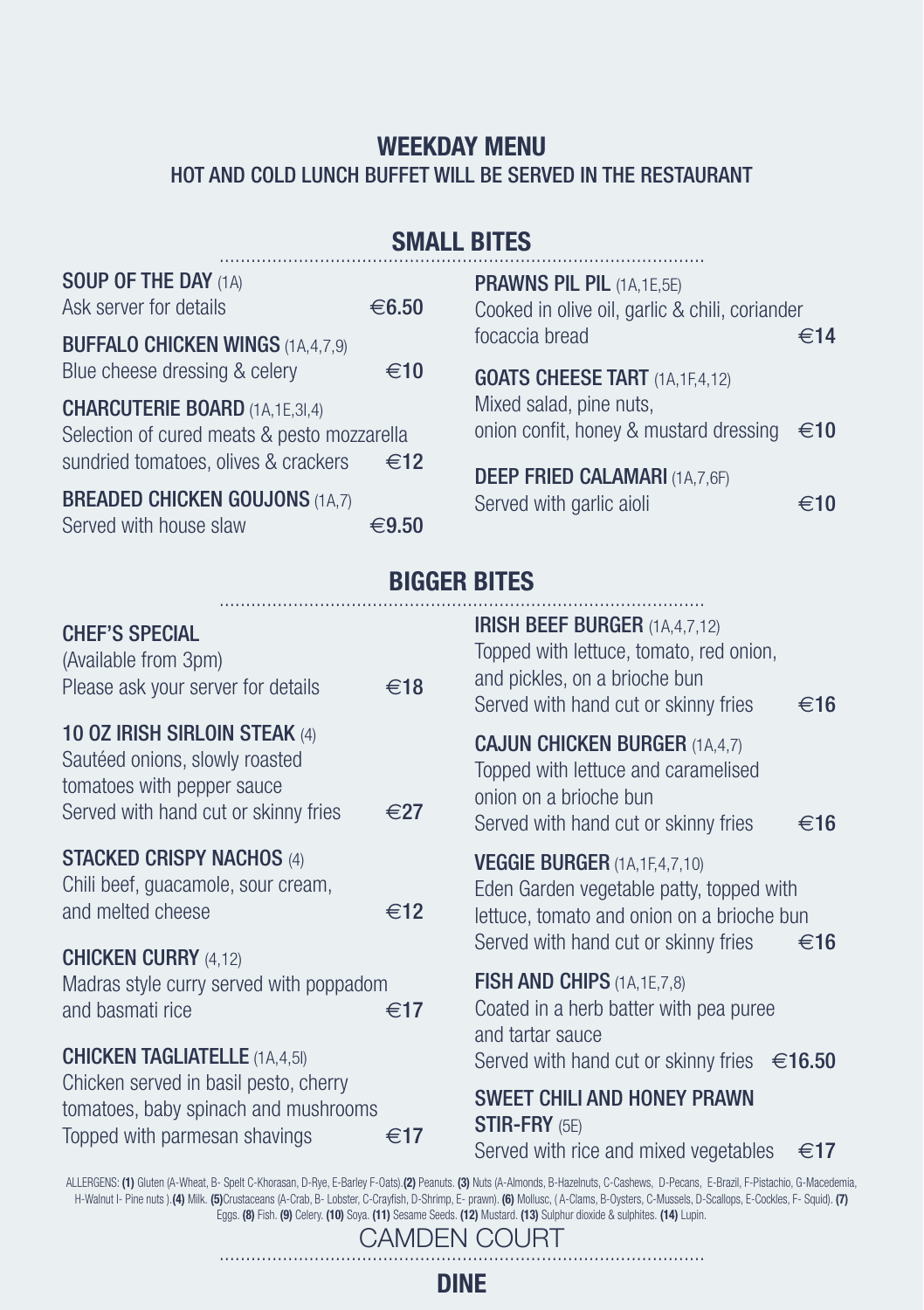# WEEKDAY MENU

HOT AND COLD LUNCH BUFFET WILL BE SERVED IN THE RESTAURANT

## SMALL BITES

**SOUP OF THE DAY** (1A)
Ask server for details — €6.50

**BUFFALO CHICKEN WINGS** (1A,4,7,9)
Blue cheese dressing & celery — €10

**CHARCUTERIE BOARD** (1A,1E,3I,4)
Selection of cured meats & pesto mozzarella sundried tomatoes, olives & crackers — €12

**BREADED CHICKEN GOUJONS** (1A,7)
Served with house slaw — €9.50

**PRAWNS PIL PIL** (1A,1E,5E)
Cooked in olive oil, garlic & chili, coriander focaccia bread — €14

**GOATS CHEESE TART** (1A,1F,4,12)
Mixed salad, pine nuts, onion confit, honey & mustard dressing — €10

**DEEP FRIED CALAMARI** (1A,7,6F)
Served with garlic aioli — €10

## BIGGER BITES

**CHEF'S SPECIAL**
(Available from 3pm)
Please ask your server for details — €18

**10 OZ IRISH SIRLOIN STEAK** (4)
Sautéed onions, slowly roasted tomatoes with pepper sauce
Served with hand cut or skinny fries — €27

**STACKED CRISPY NACHOS** (4)
Chili beef, guacamole, sour cream, and melted cheese — €12

**CHICKEN CURRY** (4,12)
Madras style curry served with poppadom and basmati rice — €17

**CHICKEN TAGLIATELLE** (1A,4,5I)
Chicken served in basil pesto, cherry tomatoes, baby spinach and mushrooms
Topped with parmesan shavings — €17

**IRISH BEEF BURGER** (1A,4,7,12)
Topped with lettuce, tomato, red onion, and pickles, on a brioche bun
Served with hand cut or skinny fries — €16

**CAJUN CHICKEN BURGER** (1A,4,7)
Topped with lettuce and caramelised onion on a brioche bun
Served with hand cut or skinny fries — €16

**VEGGIE BURGER** (1A,1F,4,7,10)
Eden Garden vegetable patty, topped with lettuce, tomato and onion on a brioche bun
Served with hand cut or skinny fries — €16

**FISH AND CHIPS** (1A,1E,7,8)
Coated in a herb batter with pea puree and tartar sauce
Served with hand cut or skinny fries — €16.50

**SWEET CHILI AND HONEY PRAWN STIR-FRY** (5E)
Served with rice and mixed vegetables — €17

ALLERGENS: **(1)** Gluten (A-Wheat, B- Spelt C-Khorasan, D-Rye, E-Barley F-Oats).**(2)** Peanuts. **(3)** Nuts (A-Almonds, B-Hazelnuts, C-Cashews, D-Pecans, E-Brazil, F-Pistachio, G-Macedemia, H-Walnut I- Pine nuts ).**(4)** Milk. **(5)**Crustaceans (A-Crab, B- Lobster, C-Crayfish, D-Shrimp, E- prawn). **(6)** Mollusc, ( A-Clams, B-Oysters, C-Mussels, D-Scallops, E-Cockles, F- Squid). **(7)** Eggs. **(8)** Fish. **(9)** Celery. **(10)** Soya. **(11)** Sesame Seeds. **(12)** Mustard. **(13)** Sulphur dioxide & sulphites. **(14)** Lupin.

CAMDEN COURT

**DINE**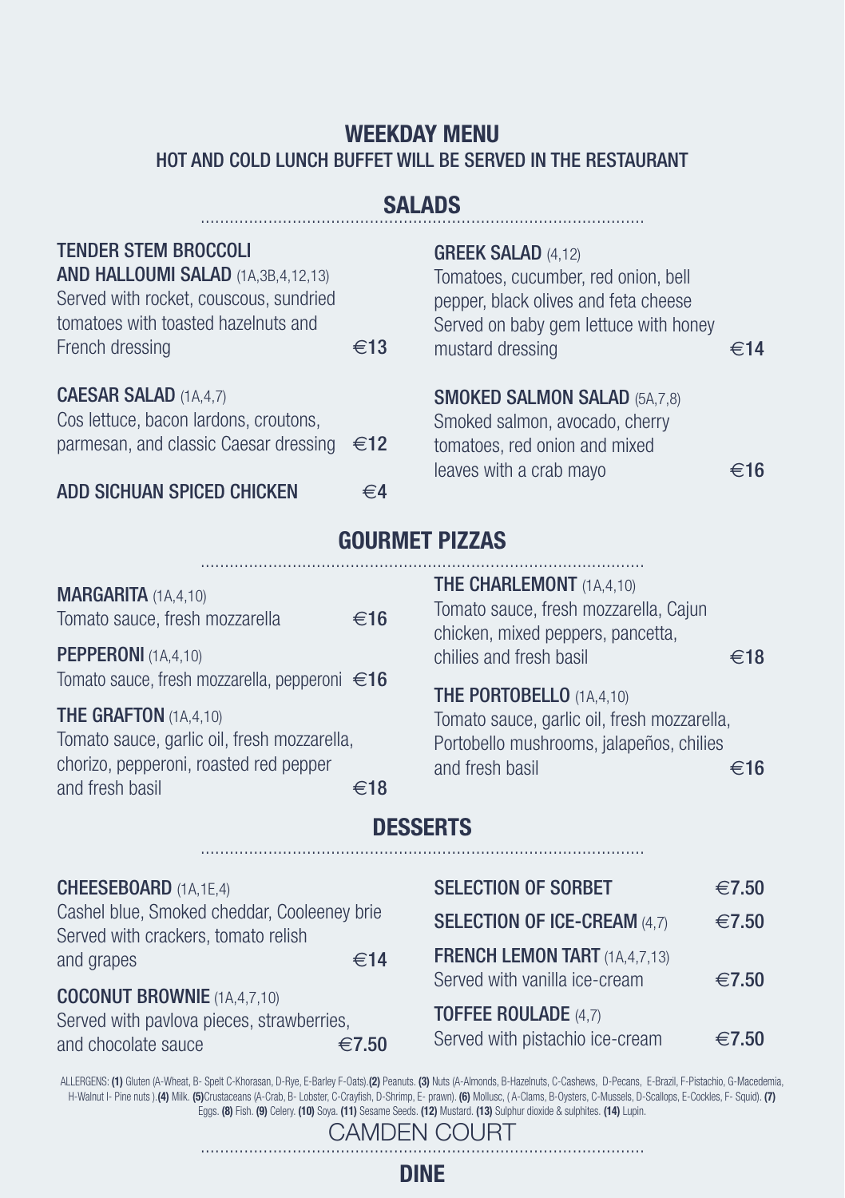# WEEKDAY MENU

HOT AND COLD LUNCH BUFFET WILL BE SERVED IN THE RESTAURANT

## SALADS

**TENDER STEM BROCCOLI AND HALLOUMI SALAD** (1A,3B,4,12,13)
Served with rocket, couscous, sundried tomatoes with toasted hazelnuts and French dressing €13

**CAESAR SALAD** (1A,4,7)
Cos lettuce, bacon lardons, croutons, parmesan, and classic Caesar dressing €12

**ADD SICHUAN SPICED CHICKEN** €4

**GREEK SALAD** (4,12)
Tomatoes, cucumber, red onion, bell pepper, black olives and feta cheese Served on baby gem lettuce with honey mustard dressing €14

**SMOKED SALMON SALAD** (5A,7,8)
Smoked salmon, avocado, cherry tomatoes, red onion and mixed leaves with a crab mayo €16

## GOURMET PIZZAS

**MARGARITA** (1A,4,10)
Tomato sauce, fresh mozzarella €16

**PEPPERONI** (1A,4,10)
Tomato sauce, fresh mozzarella, pepperoni €16

**THE GRAFTON** (1A,4,10)
Tomato sauce, garlic oil, fresh mozzarella, chorizo, pepperoni, roasted red pepper and fresh basil €18

**THE CHARLEMONT** (1A,4,10)
Tomato sauce, fresh mozzarella, Cajun chicken, mixed peppers, pancetta, chilies and fresh basil €18

**THE PORTOBELLO** (1A,4,10)
Tomato sauce, garlic oil, fresh mozzarella, Portobello mushrooms, jalapeños, chilies and fresh basil €16

## DESSERTS

**CHEESEBOARD** (1A,1E,4)
Cashel blue, Smoked cheddar, Cooleeney brie Served with crackers, tomato relish and grapes €14

**COCONUT BROWNIE** (1A,4,7,10)
Served with pavlova pieces, strawberries, and chocolate sauce €7.50

**SELECTION OF SORBET** €7.50

**SELECTION OF ICE-CREAM** (4,7) €7.50

**FRENCH LEMON TART** (1A,4,7,13)
Served with vanilla ice-cream €7.50

**TOFFEE ROULADE** (4,7)
Served with pistachio ice-cream €7.50

ALLERGENS: **(1)** Gluten (A-Wheat, B- Spelt C-Khorasan, D-Rye, E-Barley F-Oats). **(2)** Peanuts. **(3)** Nuts (A-Almonds, B-Hazelnuts, C-Cashews, D-Pecans, E-Brazil, F-Pistachio, G-Macedemia, H-Walnut I- Pine nuts ). **(4)** Milk. **(5)** Crustaceans (A-Crab, B- Lobster, C-Crayfish, D-Shrimp, E- prawn). **(6)** Mollusc, ( A-Clams, B-Oysters, C-Mussels, D-Scallops, E-Cockles, F- Squid). **(7)** Eggs. **(8)** Fish. **(9)** Celery. **(10)** Soya. **(11)** Sesame Seeds. **(12)** Mustard. **(13)** Sulphur dioxide & sulphites. **(14)** Lupin.

CAMDEN COURT

**DINE**